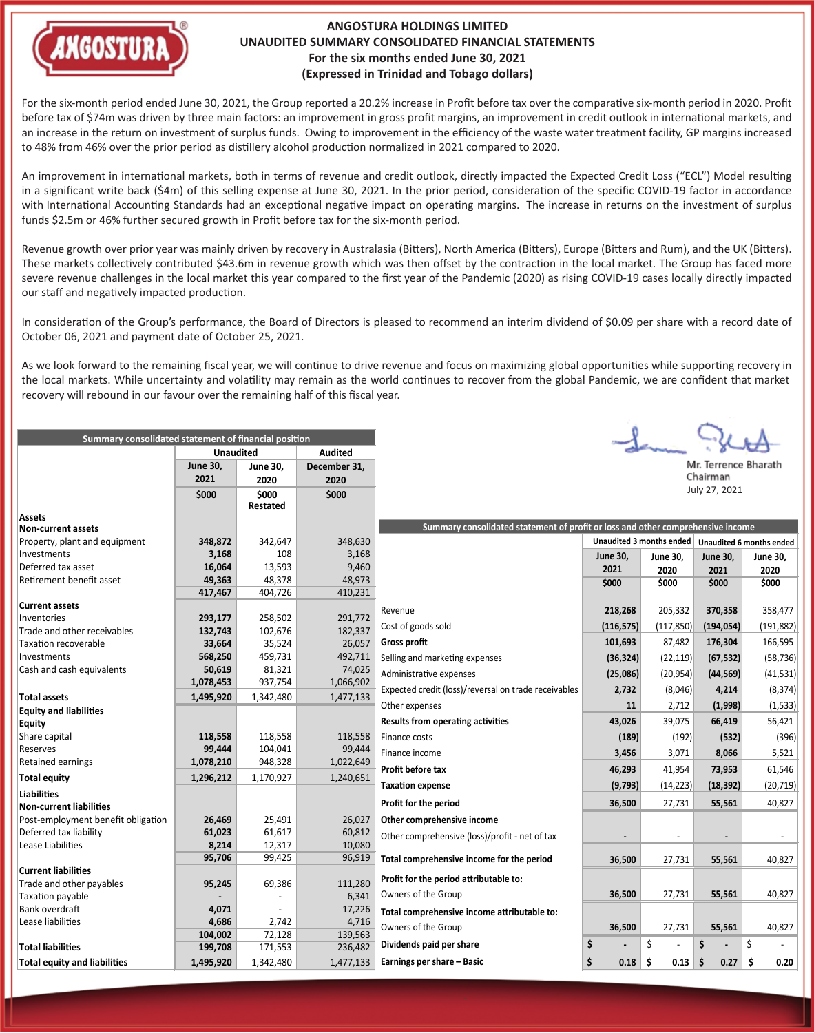# ANGOSTURA HOLDINGS LIMITED
## UNAUDITED SUMMARY CONSOLIDATED FINANCIAL STATEMENTS
### For the six months ended June 30, 2021
### (Expressed in Trinidad and Tobago dollars)

For the six-month period ended June 30, 2021, the Group reported a 20.2% increase in Profit before tax over the comparative six-month period in 2020. Profit before tax of $74m was driven by three main factors: an improvement in gross profit margins, an improvement in credit outlook in international markets, and an increase in the return on investment of surplus funds. Owing to improvement in the efficiency of the waste water treatment facility, GP margins increased to 48% from 46% over the prior period as distillery alcohol production normalized in 2021 compared to 2020.

An improvement in international markets, both in terms of revenue and credit outlook, directly impacted the Expected Credit Loss ("ECL") Model resulting in a significant write back ($4m) of this selling expense at June 30, 2021. In the prior period, consideration of the specific COVID-19 factor in accordance with International Accounting Standards had an exceptional negative impact on operating margins. The increase in returns on the investment of surplus funds $2.5m or 46% further secured growth in Profit before tax for the six-month period.

Revenue growth over prior year was mainly driven by recovery in Australasia (Bitters), North America (Bitters), Europe (Bitters and Rum), and the UK (Bitters). These markets collectively contributed $43.6m in revenue growth which was then offset by the contraction in the local market. The Group has faced more severe revenue challenges in the local market this year compared to the first year of the Pandemic (2020) as rising COVID-19 cases locally directly impacted our staff and negatively impacted production.

In consideration of the Group's performance, the Board of Directors is pleased to recommend an interim dividend of $0.09 per share with a record date of October 06, 2021 and payment date of October 25, 2021.

As we look forward to the remaining fiscal year, we will continue to drive revenue and focus on maximizing global opportunities while supporting recovery in the local markets. While uncertainty and volatility may remain as the world continues to recover from the global Pandemic, we are confident that market recovery will rebound in our favour over the remaining half of this fiscal year.

Mr. Terrence Bharath
Chairman
July 27, 2021

**Summary consolidated statement of financial position**

| | Unaudited | | Audited |
|---|---|---|---|
| | June 30, 2021 | June 30, 2020 | December 31, 2020 |
| | $000 | $000 Restated | $000 |
| **Assets** | | | |
| **Non-current assets** | | | |
| Property, plant and equipment | **348,872** | 342,647 | 348,630 |
| Investments | **3,168** | 108 | 3,168 |
| Deferred tax asset | **16,064** | 13,593 | 9,460 |
| Retirement benefit asset | **49,363** | 48,378 | 48,973 |
| | **417,467** | 404,726 | 410,231 |
| **Current assets** | | | |
| Inventories | **293,177** | 258,502 | 291,772 |
| Trade and other receivables | **132,743** | 102,676 | 182,337 |
| Taxation recoverable | **33,664** | 35,524 | 26,057 |
| Investments | **568,250** | 459,731 | 492,711 |
| Cash and cash equivalents | **50,619** | 81,321 | 74,025 |
| | **1,078,453** | 937,754 | 1,066,902 |
| **Total assets** | **1,495,920** | 1,342,480 | 1,477,133 |
| **Equity and liabilities** | | | |
| **Equity** | | | |
| Share capital | **118,558** | 118,558 | 118,558 |
| Reserves | **99,444** | 104,041 | 99,444 |
| Retained earnings | **1,078,210** | 948,328 | 1,022,649 |
| **Total equity** | **1,296,212** | 1,170,927 | 1,240,651 |
| **Liabilities** | | | |
| **Non-current liabilities** | | | |
| Post-employment benefit obligation | **26,469** | 25,491 | 26,027 |
| Deferred tax liability | **61,023** | 61,617 | 60,812 |
| Lease Liabilities | **8,214** | 12,317 | 10,080 |
| | **95,706** | 99,425 | 96,919 |
| **Current liabilities** | | | |
| Trade and other payables | **95,245** | 69,386 | 111,280 |
| Taxation payable | **-** | - | 6,341 |
| Bank overdraft | **4,071** | - | 17,226 |
| Lease liabilities | **4,686** | 2,742 | 4,716 |
| | **104,002** | 72,128 | 139,563 |
| **Total liabilities** | **199,708** | 171,553 | 236,482 |
| **Total equity and liabilities** | **1,495,920** | 1,342,480 | 1,477,133 |

**Summary consolidated statement of profit or loss and other comprehensive income**

| | Unaudited 3 months ended | | Unaudited 6 months ended | |
|---|---|---|---|---|
| | June 30, 2021 | June 30, 2020 | June 30, 2021 | June 30, 2020 |
| | $000 | $000 | $000 | $000 |
| Revenue | **218,268** | 205,332 | **370,358** | 358,477 |
| Cost of goods sold | **(116,575)** | (117,850) | **(194,054)** | (191,882) |
| **Gross profit** | **101,693** | 87,482 | **176,304** | 166,595 |
| Selling and marketing expenses | **(36,324)** | (22,119) | **(67,532)** | (58,736) |
| Administrative expenses | **(25,086)** | (20,954) | **(44,569)** | (41,531) |
| Expected credit (loss)/reversal on trade receivables | **2,732** | (8,046) | **4,214** | (8,374) |
| Other expenses | **11** | 2,712 | **(1,998)** | (1,533) |
| **Results from operating activities** | **43,026** | 39,075 | **66,419** | 56,421 |
| Finance costs | **(189)** | (192) | **(532)** | (396) |
| Finance income | **3,456** | 3,071 | **8,066** | 5,521 |
| **Profit before tax** | **46,293** | 41,954 | **73,953** | 61,546 |
| **Taxation expense** | **(9,793)** | (14,223) | **(18,392)** | (20,719) |
| **Profit for the period** | **36,500** | 27,731 | **55,561** | 40,827 |
| **Other comprehensive income** | | | | |
| Other comprehensive (loss)/profit - net of tax | **-** | - | **-** | - |
| **Total comprehensive income for the period** | **36,500** | 27,731 | **55,561** | 40,827 |
| **Profit for the period attributable to:** | | | | |
| Owners of the Group | **36,500** | 27,731 | **55,561** | 40,827 |
| **Total comprehensive income attributable to:** | | | | |
| Owners of the Group | **36,500** | 27,731 | **55,561** | 40,827 |
| **Dividends paid per share** | **$ -** | $ - | **$ -** | $ - |
| **Earnings per share – Basic** | **$ 0.18** | **$ 0.13** | **$ 0.27** | **$ 0.20** |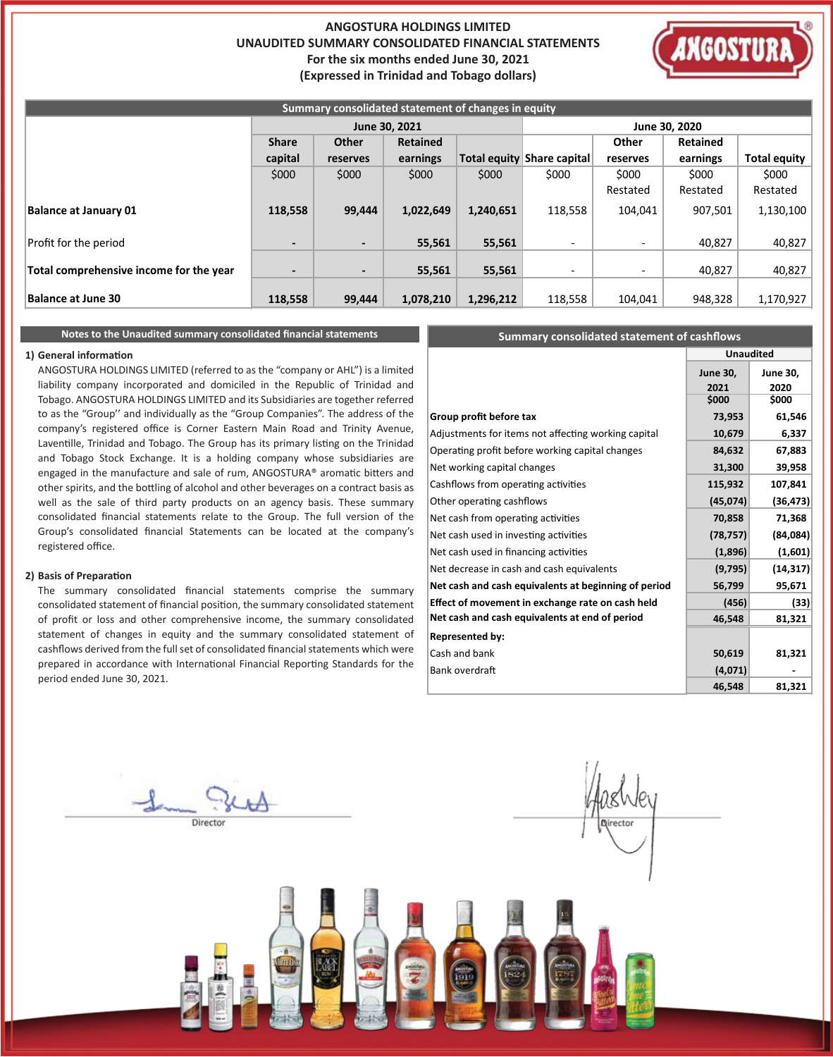# ANGOSTURA HOLDINGS LIMITED
## UNAUDITED SUMMARY CONSOLIDATED FINANCIAL STATEMENTS
### For the six months ended June 30, 2021
### (Expressed in Trinidad and Tobago dollars)

### Summary consolidated statement of changes in equity

| | June 30, 2021 | | | | June 30, 2020 | | | |
|---|---|---|---|---|---|---|---|---|
| | Share capital | Other reserves | Retained earnings | Total equity | Share capital | Other reserves | Retained earnings | Total equity |
| | $000 | $000 | $000 | $000 | $000 | $000 Restated | $000 Restated | $000 Restated |
| **Balance at January 01** | **118,558** | **99,444** | **1,022,649** | **1,240,651** | 118,558 | 104,041 | 907,501 | 1,130,100 |
| Profit for the period | **-** | **-** | **55,561** | **55,561** | - | - | 40,827 | 40,827 |
| **Total comprehensive income for the year** | **-** | **-** | **55,561** | **55,561** | - | - | 40,827 | 40,827 |
| **Balance at June 30** | **118,558** | **99,444** | **1,078,210** | **1,296,212** | 118,558 | 104,041 | 948,328 | 1,170,927 |

### Notes to the Unaudited summary consolidated financial statements

**1) General information**

ANGOSTURA HOLDINGS LIMITED (referred to as the "company or AHL") is a limited liability company incorporated and domiciled in the Republic of Trinidad and Tobago. ANGOSTURA HOLDINGS LIMITED and its Subsidiaries are together referred to as the "Group'' and individually as the "Group Companies". The address of the company's registered office is Corner Eastern Main Road and Trinity Avenue, Laventille, Trinidad and Tobago. The Group has its primary listing on the Trinidad and Tobago Stock Exchange. It is a holding company whose subsidiaries are engaged in the manufacture and sale of rum, ANGOSTURA® aromatic bitters and other spirits, and the bottling of alcohol and other beverages on a contract basis as well as the sale of third party products on an agency basis. These summary consolidated financial statements relate to the Group. The full version of the Group's consolidated financial Statements can be located at the company's registered office.

**2) Basis of Preparation**

The summary consolidated financial statements comprise the summary consolidated statement of financial position, the summary consolidated statement of profit or loss and other comprehensive income, the summary consolidated statement of changes in equity and the summary consolidated statement of cashflows derived from the full set of consolidated financial statements which were prepared in accordance with International Financial Reporting Standards for the period ended June 30, 2021.

### Summary consolidated statement of cashflows

| | Unaudited | |
|---|---|---|
| | June 30, 2021 $000 | June 30, 2020 $000 |
| **Group profit before tax** | **73,953** | **61,546** |
| Adjustments for items not affecting working capital | **10,679** | **6,337** |
| Operating profit before working capital changes | **84,632** | **67,883** |
| Net working capital changes | **31,300** | **39,958** |
| Cashflows from operating activities | **115,932** | **107,841** |
| Other operating cashflows | **(45,074)** | **(36,473)** |
| Net cash from operating activities | **70,858** | **71,368** |
| Net cash used in investing activities | **(78,757)** | **(84,084)** |
| Net cash used in financing activities | **(1,896)** | **(1,601)** |
| Net decrease in cash and cash equivalents | **(9,795)** | **(14,317)** |
| **Net cash and cash equivalents at beginning of period** | **56,799** | **95,671** |
| **Effect of movement in exchange rate on cash held** | **(456)** | **(33)** |
| **Net cash and cash equivalents at end of period** | **46,548** | **81,321** |
| **Represented by:** | | |
| Cash and bank | **50,619** | **81,321** |
| Bank overdraft | **(4,071)** | **-** |
| | **46,548** | **81,321** |

Director

Director